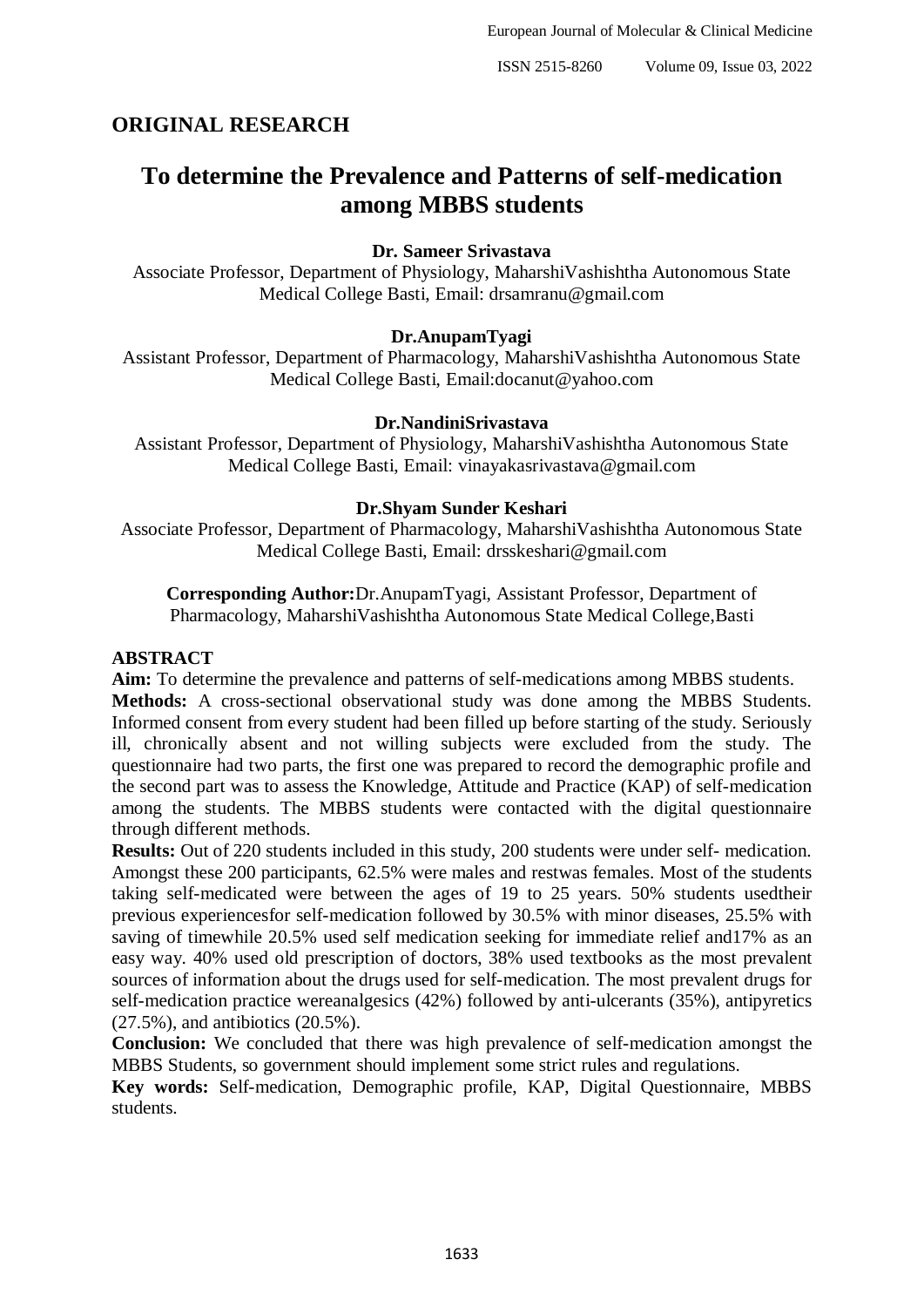## ORIGINAL RESEARCH

# To determine the Prevalence and Patterns of self-medication among MBBS students

**Dr. Sameer Srivastava**

Associate Professor, Department of Physiology, MaharshiVashishtha Autonomous State Medical College Basti, Email: drsamranu@gmail.com

**Dr.AnupamTyagi**

Assistant Professor, Department of Pharmacology, MaharshiVashishtha Autonomous State Medical College Basti, Email:docanut@yahoo.com

**Dr.NandiniSrivastava**

Assistant Professor, Department of Physiology, MaharshiVashishtha Autonomous State Medical College Basti, Email: vinayakasrivastava@gmail.com

**Dr.Shyam Sunder Keshari**

Associate Professor, Department of Pharmacology, MaharshiVashishtha Autonomous State Medical College Basti, Email: drsskeshari@gmail.com

**Corresponding Author:**Dr.AnupamTyagi, Assistant Professor, Department of Pharmacology, MaharshiVashishtha Autonomous State Medical College,Basti

## ABSTRACT

**Aim:** To determine the prevalence and patterns of self-medications among MBBS students.

**Methods:** A cross-sectional observational study was done among the MBBS Students. Informed consent from every student had been filled up before starting of the study. Seriously ill, chronically absent and not willing subjects were excluded from the study. The questionnaire had two parts, the first one was prepared to record the demographic profile and the second part was to assess the Knowledge, Attitude and Practice (KAP) of self-medication among the students. The MBBS students were contacted with the digital questionnaire through different methods.

**Results:** Out of 220 students included in this study, 200 students were under self- medication. Amongst these 200 participants, 62.5% were males and restwas females. Most of the students taking self-medicated were between the ages of 19 to 25 years. 50% students usedtheir previous experiencesfor self-medication followed by 30.5% with minor diseases, 25.5% with saving of timewhile 20.5% used self medication seeking for immediate relief and17% as an easy way. 40% used old prescription of doctors, 38% used textbooks as the most prevalent sources of information about the drugs used for self-medication. The most prevalent drugs for self-medication practice wereanalgesics (42%) followed by anti-ulcerants (35%), antipyretics (27.5%), and antibiotics (20.5%).

**Conclusion:** We concluded that there was high prevalence of self-medication amongst the MBBS Students, so government should implement some strict rules and regulations.

**Key words:** Self-medication, Demographic profile, KAP, Digital Questionnaire, MBBS students.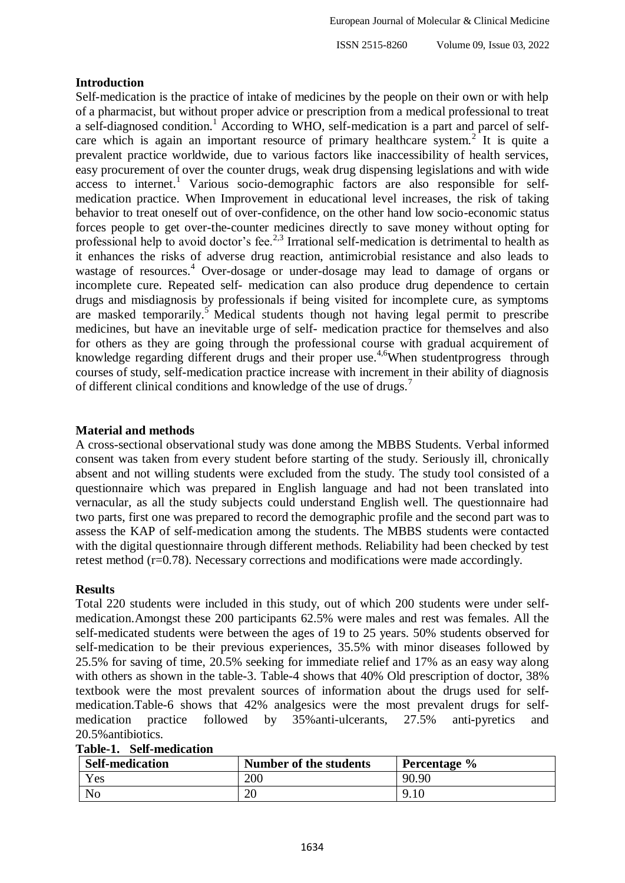## Introduction

Self-medication is the practice of intake of medicines by the people on their own or with help of a pharmacist, but without proper advice or prescription from a medical professional to treat a self-diagnosed condition.[1] According to WHO, self-medication is a part and parcel of self-care which is again an important resource of primary healthcare system.[2] It is quite a prevalent practice worldwide, due to various factors like inaccessibility of health services, easy procurement of over the counter drugs, weak drug dispensing legislations and with wide access to internet.[1] Various socio-demographic factors are also responsible for self-medication practice. When Improvement in educational level increases, the risk of taking behavior to treat oneself out of over-confidence, on the other hand low socio-economic status forces people to get over-the-counter medicines directly to save money without opting for professional help to avoid doctor's fee.[2,3] Irrational self-medication is detrimental to health as it enhances the risks of adverse drug reaction, antimicrobial resistance and also leads to wastage of resources.[4] Over-dosage or under-dosage may lead to damage of organs or incomplete cure. Repeated self- medication can also produce drug dependence to certain drugs and misdiagnosis by professionals if being visited for incomplete cure, as symptoms are masked temporarily.[5] Medical students though not having legal permit to prescribe medicines, but have an inevitable urge of self- medication practice for themselves and also for others as they are going through the professional course with gradual acquirement of knowledge regarding different drugs and their proper use.[4,6]When studentprogress through courses of study, self-medication practice increase with increment in their ability of diagnosis of different clinical conditions and knowledge of the use of drugs.[7]

## Material and methods

A cross-sectional observational study was done among the MBBS Students. Verbal informed consent was taken from every student before starting of the study. Seriously ill, chronically absent and not willing students were excluded from the study. The study tool consisted of a questionnaire which was prepared in English language and had not been translated into vernacular, as all the study subjects could understand English well. The questionnaire had two parts, first one was prepared to record the demographic profile and the second part was to assess the KAP of self-medication among the students. The MBBS students were contacted with the digital questionnaire through different methods. Reliability had been checked by test retest method (r=0.78). Necessary corrections and modifications were made accordingly.

## Results

Total 220 students were included in this study, out of which 200 students were under self-medication.Amongst these 200 participants 62.5% were males and rest was females. All the self-medicated students were between the ages of 19 to 25 years. 50% students observed for self-medication to be their previous experiences, 35.5% with minor diseases followed by 25.5% for saving of time, 20.5% seeking for immediate relief and 17% as an easy way along with others as shown in the table-3. Table-4 shows that 40% Old prescription of doctor, 38% textbook were the most prevalent sources of information about the drugs used for self-medication.Table-6 shows that 42% analgesics were the most prevalent drugs for self-medication practice followed by 35%anti-ulcerants, 27.5% anti-pyretics and 20.5%antibiotics.

**Table-1. Self-medication**

| Self-medication | Number of the students | Percentage % |
|---|---|---|
| Yes | 200 | 90.90 |
| No | 20 | 9.10 |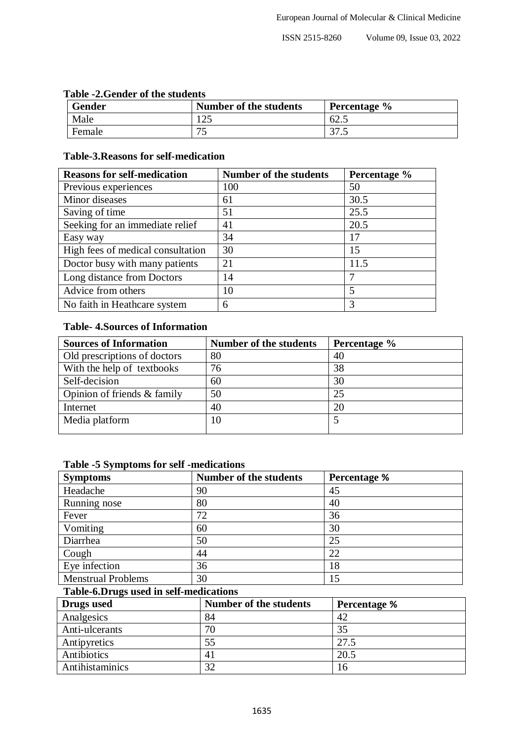**Table -2.Gender of the students**

| Gender | Number of the students | Percentage % |
|---|---|---|
| Male | 125 | 62.5 |
| Female | 75 | 37.5 |

**Table-3.Reasons for self-medication**

| Reasons for self-medication | Number of the students | Percentage % |
|---|---|---|
| Previous experiences | 100 | 50 |
| Minor diseases | 61 | 30.5 |
| Saving of time | 51 | 25.5 |
| Seeking for an immediate relief | 41 | 20.5 |
| Easy way | 34 | 17 |
| High fees of medical consultation | 30 | 15 |
| Doctor busy with many patients | 21 | 11.5 |
| Long distance from Doctors | 14 | 7 |
| Advice from others | 10 | 5 |
| No faith in Heathcare system | 6 | 3 |

**Table- 4.Sources of Information**

| Sources of Information | Number of the students | Percentage % |
|---|---|---|
| Old prescriptions of doctors | 80 | 40 |
| With the help of textbooks | 76 | 38 |
| Self-decision | 60 | 30 |
| Opinion of friends & family | 50 | 25 |
| Internet | 40 | 20 |
| Media platform | 10 | 5 |

**Table -5 Symptoms for self -medications**

| Symptoms | Number of the students | Percentage % |
|---|---|---|
| Headache | 90 | 45 |
| Running nose | 80 | 40 |
| Fever | 72 | 36 |
| Vomiting | 60 | 30 |
| Diarrhea | 50 | 25 |
| Cough | 44 | 22 |
| Eye infection | 36 | 18 |
| Menstrual Problems | 30 | 15 |

**Table-6.Drugs used in self-medications**

| Drugs used | Number of the students | Percentage % |
|---|---|---|
| Analgesics | 84 | 42 |
| Anti-ulcerants | 70 | 35 |
| Antipyretics | 55 | 27.5 |
| Antibiotics | 41 | 20.5 |
| Antihistaminics | 32 | 16 |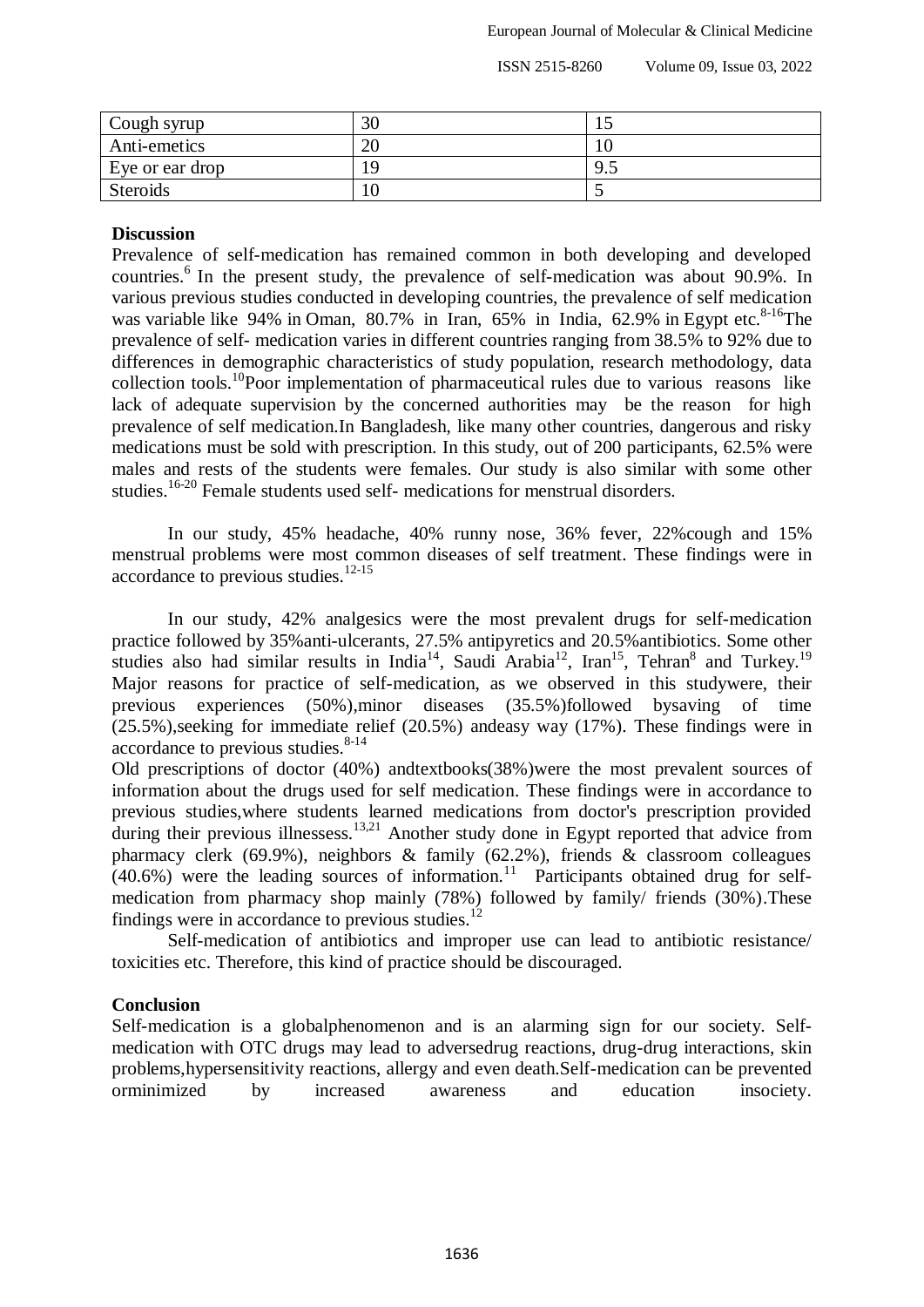| Cough syrup | 30 | 15 |
|---|---|---|
| Anti-emetics | 20 | 10 |
| Eye or ear drop | 19 | 9.5 |
| Steroids | 10 | 5 |

**Discussion**

Prevalence of self-medication has remained common in both developing and developed countries.[6] In the present study, the prevalence of self-medication was about 90.9%. In various previous studies conducted in developing countries, the prevalence of self medication was variable like 94% in Oman, 80.7% in Iran, 65% in India, 62.9% in Egypt etc.[8-16]The prevalence of self- medication varies in different countries ranging from 38.5% to 92% due to differences in demographic characteristics of study population, research methodology, data collection tools.[10]Poor implementation of pharmaceutical rules due to various reasons like lack of adequate supervision by the concerned authorities may be the reason for high prevalence of self medication.In Bangladesh, like many other countries, dangerous and risky medications must be sold with prescription. In this study, out of 200 participants, 62.5% were males and rests of the students were females. Our study is also similar with some other studies.[16-20] Female students used self- medications for menstrual disorders.

In our study, 45% headache, 40% runny nose, 36% fever, 22%cough and 15% menstrual problems were most common diseases of self treatment. These findings were in accordance to previous studies.[12-15]

In our study, 42% analgesics were the most prevalent drugs for self-medication practice followed by 35%anti-ulcerants, 27.5% antipyretics and 20.5%antibiotics. Some other studies also had similar results in India[14], Saudi Arabia[12], Iran[15], Tehran[8] and Turkey.[19] Major reasons for practice of self-medication, as we observed in this studywere, their previous experiences (50%),minor diseases (35.5%)followed bysaving of time (25.5%),seeking for immediate relief (20.5%) andeasy way (17%). These findings were in accordance to previous studies.[8-14]

Old prescriptions of doctor (40%) andtextbooks(38%)were the most prevalent sources of information about the drugs used for self medication. These findings were in accordance to previous studies,where students learned medications from doctor's prescription provided during their previous illnessess.[13,21] Another study done in Egypt reported that advice from pharmacy clerk (69.9%), neighbors & family (62.2%), friends & classroom colleagues (40.6%) were the leading sources of information.[11] Participants obtained drug for self-medication from pharmacy shop mainly (78%) followed by family/ friends (30%).These findings were in accordance to previous studies.[12]

Self-medication of antibiotics and improper use can lead to antibiotic resistance/ toxicities etc. Therefore, this kind of practice should be discouraged.

**Conclusion**

Self-medication is a globalphenomenon and is an alarming sign for our society. Self-medication with OTC drugs may lead to adversedrug reactions, drug-drug interactions, skin problems,hypersensitivity reactions, allergy and even death.Self-medication can be prevented orminimized by increased awareness and education insociety.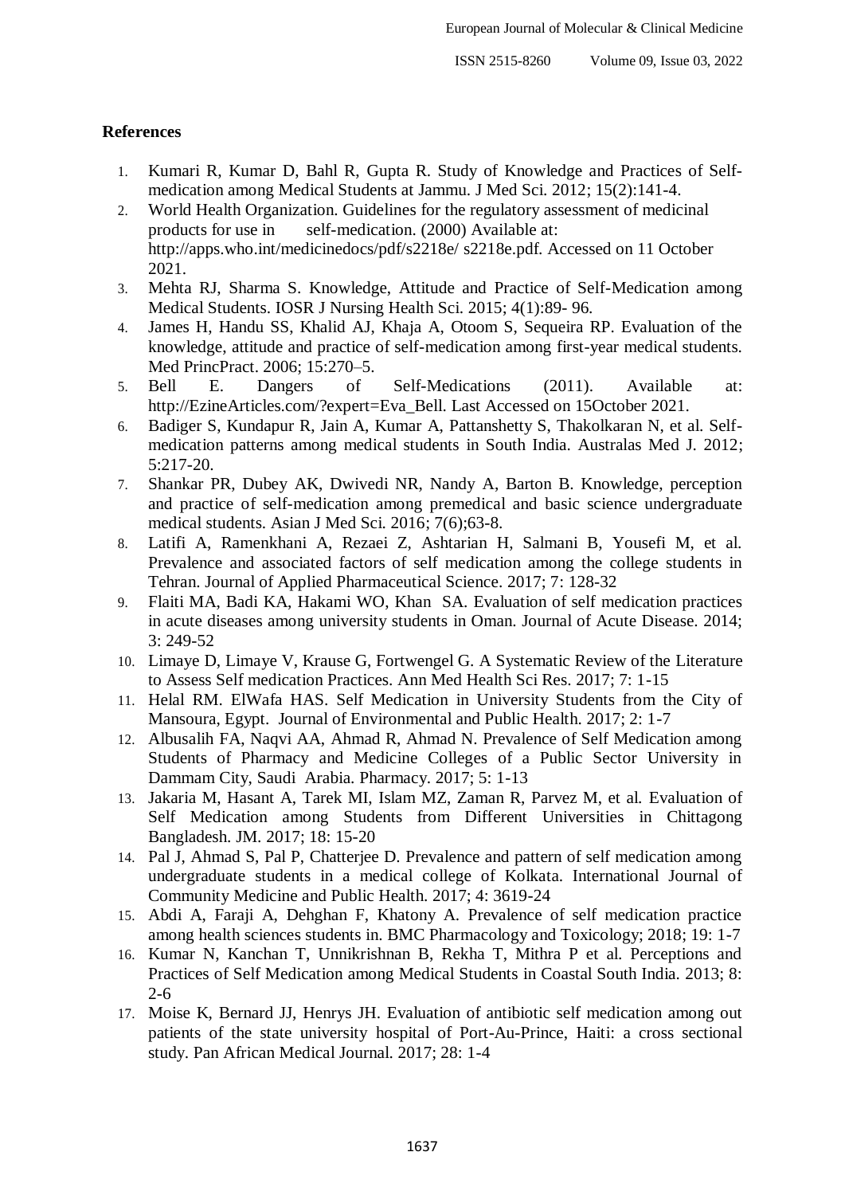## References

1. Kumari R, Kumar D, Bahl R, Gupta R. Study of Knowledge and Practices of Self-medication among Medical Students at Jammu. J Med Sci. 2012; 15(2):141-4.
2. World Health Organization. Guidelines for the regulatory assessment of medicinal products for use in self-medication. (2000) Available at: http://apps.who.int/medicinedocs/pdf/s2218e/ s2218e.pdf. Accessed on 11 October 2021.
3. Mehta RJ, Sharma S. Knowledge, Attitude and Practice of Self-Medication among Medical Students. IOSR J Nursing Health Sci. 2015; 4(1):89- 96.
4. James H, Handu SS, Khalid AJ, Khaja A, Otoom S, Sequeira RP. Evaluation of the knowledge, attitude and practice of self-medication among first-year medical students. Med PrincPract. 2006; 15:270–5.
5. Bell E. Dangers of Self-Medications (2011). Available at: http://EzineArticles.com/?expert=Eva_Bell. Last Accessed on 15October 2021.
6. Badiger S, Kundapur R, Jain A, Kumar A, Pattanshetty S, Thakolkaran N, et al. Self-medication patterns among medical students in South India. Australas Med J. 2012; 5:217-20.
7. Shankar PR, Dubey AK, Dwivedi NR, Nandy A, Barton B. Knowledge, perception and practice of self-medication among premedical and basic science undergraduate medical students. Asian J Med Sci. 2016; 7(6);63-8.
8. Latifi A, Ramenkhani A, Rezaei Z, Ashtarian H, Salmani B, Yousefi M, et al. Prevalence and associated factors of self medication among the college students in Tehran. Journal of Applied Pharmaceutical Science. 2017; 7: 128-32
9. Flaiti MA, Badi KA, Hakami WO, Khan SA. Evaluation of self medication practices in acute diseases among university students in Oman. Journal of Acute Disease. 2014; 3: 249-52
10. Limaye D, Limaye V, Krause G, Fortwengel G. A Systematic Review of the Literature to Assess Self medication Practices. Ann Med Health Sci Res. 2017; 7: 1-15
11. Helal RM. ElWafa HAS. Self Medication in University Students from the City of Mansoura, Egypt. Journal of Environmental and Public Health. 2017; 2: 1-7
12. Albusalih FA, Naqvi AA, Ahmad R, Ahmad N. Prevalence of Self Medication among Students of Pharmacy and Medicine Colleges of a Public Sector University in Dammam City, Saudi Arabia. Pharmacy. 2017; 5: 1-13
13. Jakaria M, Hasant A, Tarek MI, Islam MZ, Zaman R, Parvez M, et al. Evaluation of Self Medication among Students from Different Universities in Chittagong Bangladesh. JM. 2017; 18: 15-20
14. Pal J, Ahmad S, Pal P, Chatterjee D. Prevalence and pattern of self medication among undergraduate students in a medical college of Kolkata. International Journal of Community Medicine and Public Health. 2017; 4: 3619-24
15. Abdi A, Faraji A, Dehghan F, Khatony A. Prevalence of self medication practice among health sciences students in. BMC Pharmacology and Toxicology; 2018; 19: 1-7
16. Kumar N, Kanchan T, Unnikrishnan B, Rekha T, Mithra P et al. Perceptions and Practices of Self Medication among Medical Students in Coastal South India. 2013; 8: 2-6
17. Moise K, Bernard JJ, Henrys JH. Evaluation of antibiotic self medication among out patients of the state university hospital of Port-Au-Prince, Haiti: a cross sectional study. Pan African Medical Journal. 2017; 28: 1-4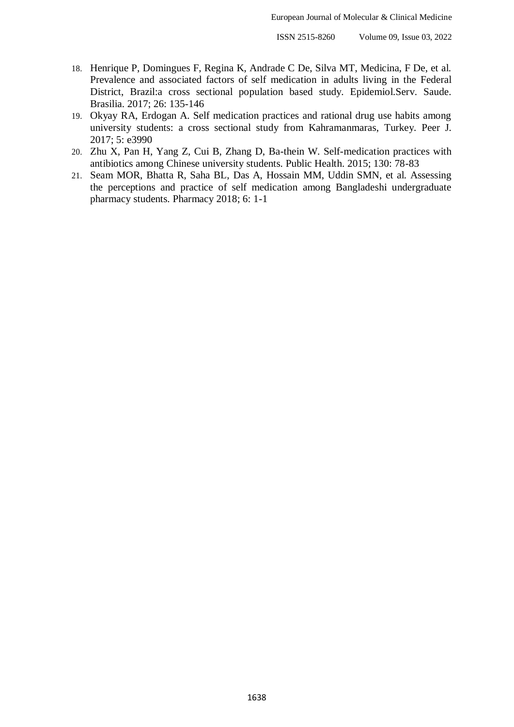18. Henrique P, Domingues F, Regina K, Andrade C De, Silva MT, Medicina, F De, et al. Prevalence and associated factors of self medication in adults living in the Federal District, Brazil:a cross sectional population based study. Epidemiol.Serv. Saude. Brasilia. 2017; 26: 135-146
19. Okyay RA, Erdogan A. Self medication practices and rational drug use habits among university students: a cross sectional study from Kahramanmaras, Turkey. Peer J. 2017; 5: e3990
20. Zhu X, Pan H, Yang Z, Cui B, Zhang D, Ba-thein W. Self-medication practices with antibiotics among Chinese university students. Public Health. 2015; 130: 78-83
21. Seam MOR, Bhatta R, Saha BL, Das A, Hossain MM, Uddin SMN, et al. Assessing the perceptions and practice of self medication among Bangladeshi undergraduate pharmacy students. Pharmacy 2018; 6: 1-1